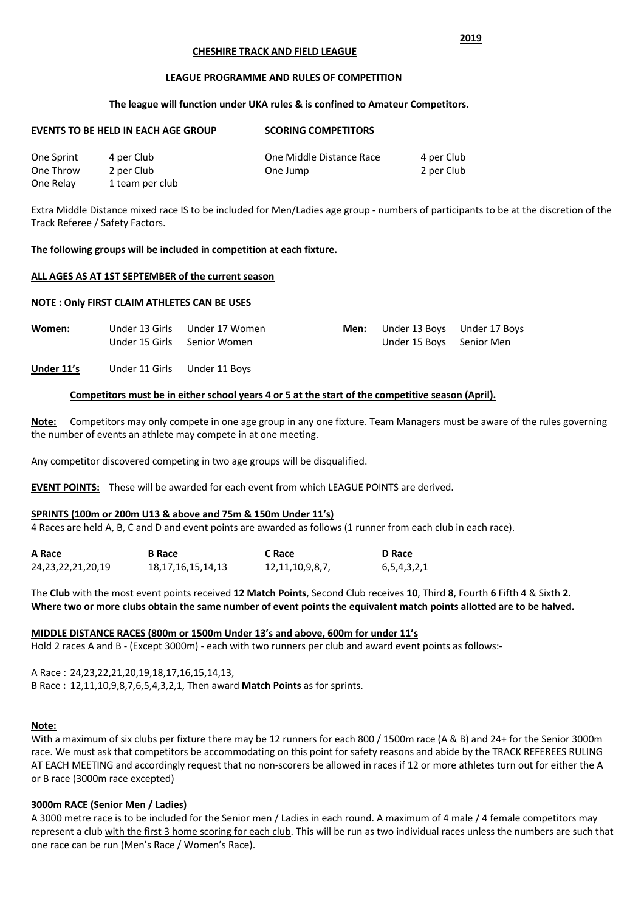2019

**CHESHIRE TRACK AND FIELD LEAGUE**

**LEAGUE PROGRAMME AND RULES OF COMPETITION**

**The league will function under UKA rules & is confined to Amateur Competitors.**

| **EVENTS TO BE HELD IN EACH AGE GROUP** | | **SCORING COMPETITORS** | |
|---|---|---|---|
| One Sprint | 4 per Club | One Middle Distance Race | 4 per Club |
| One Throw | 2 per Club | One Jump | 2 per Club |
| One Relay | 1 team per club | | |

Extra Middle Distance mixed race IS to be included for Men/Ladies age group - numbers of participants to be at the discretion of the Track Referee / Safety Factors.

**The following groups will be included in competition at each fixture.**

**ALL AGES AS AT 1ST SEPTEMBER of the current season**

**NOTE : Only FIRST CLAIM ATHLETES CAN BE USES**

| **Women:** | Under 13 Girls | Under 17 Women | **Men:** | Under 13 Boys | Under 17 Boys |
|---|---|---|---|---|---|
| | Under 15 Girls | Senior Women | | Under 15 Boys | Senior Men |

**Under 11's** Under 11 Girls Under 11 Boys

**Competitors must be in either school years 4 or 5 at the start of the competitive season (April).**

**Note:** Competitors may only compete in one age group in any one fixture. Team Managers must be aware of the rules governing the number of events an athlete may compete in at one meeting.

Any competitor discovered competing in two age groups will be disqualified.

**EVENT POINTS:** These will be awarded for each event from which LEAGUE POINTS are derived.

**SPRINTS (100m or 200m U13 & above and 75m & 150m Under 11's)**

4 Races are held A, B, C and D and event points are awarded as follows (1 runner from each club in each race).

| A Race | B Race | C Race | D Race |
|---|---|---|---|
| 24,23,22,21,20,19 | 18,17,16,15,14,13 | 12,11,10,9,8,7, | 6,5,4,3,2,1 |

The **Club** with the most event points received **12 Match Points**, Second Club receives **10**, Third **8**, Fourth **6** Fifth 4 & Sixth **2.**
**Where two or more clubs obtain the same number of event points the equivalent match points allotted are to be halved.**

**MIDDLE DISTANCE RACES (800m or 1500m Under 13's and above, 600m for under 11's**

Hold 2 races A and B - (Except 3000m) - each with two runners per club and award event points as follows:-

A Race : 24,23,22,21,20,19,18,17,16,15,14,13,
B Race **:** 12,11,10,9,8,7,6,5,4,3,2,1, Then award **Match Points** as for sprints.

**Note:**

With a maximum of six clubs per fixture there may be 12 runners for each 800 / 1500m race (A & B) and 24+ for the Senior 3000m race. We must ask that competitors be accommodating on this point for safety reasons and abide by the TRACK REFEREES RULING AT EACH MEETING and accordingly request that no non-scorers be allowed in races if 12 or more athletes turn out for either the A or B race (3000m race excepted)

**3000m RACE (Senior Men / Ladies)**

A 3000 metre race is to be included for the Senior men / Ladies in each round. A maximum of 4 male / 4 female competitors may represent a club with the first 3 home scoring for each club. This will be run as two individual races unless the numbers are such that one race can be run (Men's Race / Women's Race).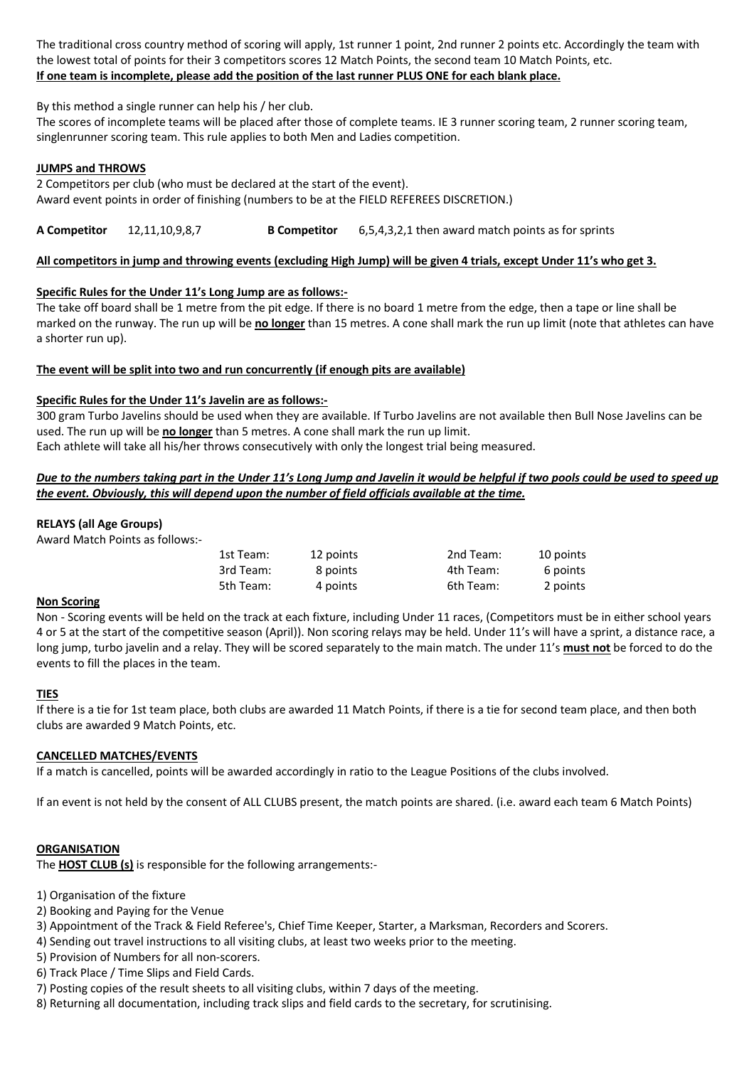The traditional cross country method of scoring will apply, 1st runner 1 point, 2nd runner 2 points etc. Accordingly the team with the lowest total of points for their 3 competitors scores 12 Match Points, the second team 10 Match Points, etc.
**If one team is incomplete, please add the position of the last runner PLUS ONE for each blank place.**

By this method a single runner can help his / her club.
The scores of incomplete teams will be placed after those of complete teams. IE 3 runner scoring team, 2 runner scoring team, singlenrunner scoring team. This rule applies to both Men and Ladies competition.

**JUMPS and THROWS**

2 Competitors per club (who must be declared at the start of the event).
Award event points in order of finishing (numbers to be at the FIELD REFEREES DISCRETION.)

**A Competitor** 12,11,10,9,8,7 **B Competitor** 6,5,4,3,2,1 then award match points as for sprints

**All competitors in jump and throwing events (excluding High Jump) will be given 4 trials, except Under 11's who get 3.**

**Specific Rules for the Under 11's Long Jump are as follows:-**

The take off board shall be 1 metre from the pit edge. If there is no board 1 metre from the edge, then a tape or line shall be marked on the runway. The run up will be **no longer** than 15 metres. A cone shall mark the run up limit (note that athletes can have a shorter run up).

**The event will be split into two and run concurrently (if enough pits are available)**

**Specific Rules for the Under 11's Javelin are as follows:-**

300 gram Turbo Javelins should be used when they are available. If Turbo Javelins are not available then Bull Nose Javelins can be used. The run up will be **no longer** than 5 metres. A cone shall mark the run up limit.
Each athlete will take all his/her throws consecutively with only the longest trial being measured.

***Due to the numbers taking part in the Under 11's Long Jump and Javelin it would be helpful if two pools could be used to speed up the event. Obviously, this will depend upon the number of field officials available at the time.***

**RELAYS (all Age Groups)**

Award Match Points as follows:-

| | | | |
|---|---|---|---|
| 1st Team: | 12 points | 2nd Team: | 10 points |
| 3rd Team: | 8 points | 4th Team: | 6 points |
| 5th Team: | 4 points | 6th Team: | 2 points |

**Non Scoring**

Non - Scoring events will be held on the track at each fixture, including Under 11 races, (Competitors must be in either school years 4 or 5 at the start of the competitive season (April)). Non scoring relays may be held. Under 11's will have a sprint, a distance race, a long jump, turbo javelin and a relay. They will be scored separately to the main match. The under 11's **must not** be forced to do the events to fill the places in the team.

**TIES**

If there is a tie for 1st team place, both clubs are awarded 11 Match Points, if there is a tie for second team place, and then both clubs are awarded 9 Match Points, etc.

**CANCELLED MATCHES/EVENTS**

If a match is cancelled, points will be awarded accordingly in ratio to the League Positions of the clubs involved.

If an event is not held by the consent of ALL CLUBS present, the match points are shared. (i.e. award each team 6 Match Points)

**ORGANISATION**

The **HOST CLUB (s)** is responsible for the following arrangements:-

1) Organisation of the fixture
2) Booking and Paying for the Venue
3) Appointment of the Track & Field Referee's, Chief Time Keeper, Starter, a Marksman, Recorders and Scorers.
4) Sending out travel instructions to all visiting clubs, at least two weeks prior to the meeting.
5) Provision of Numbers for all non-scorers.
6) Track Place / Time Slips and Field Cards.
7) Posting copies of the result sheets to all visiting clubs, within 7 days of the meeting.
8) Returning all documentation, including track slips and field cards to the secretary, for scrutinising.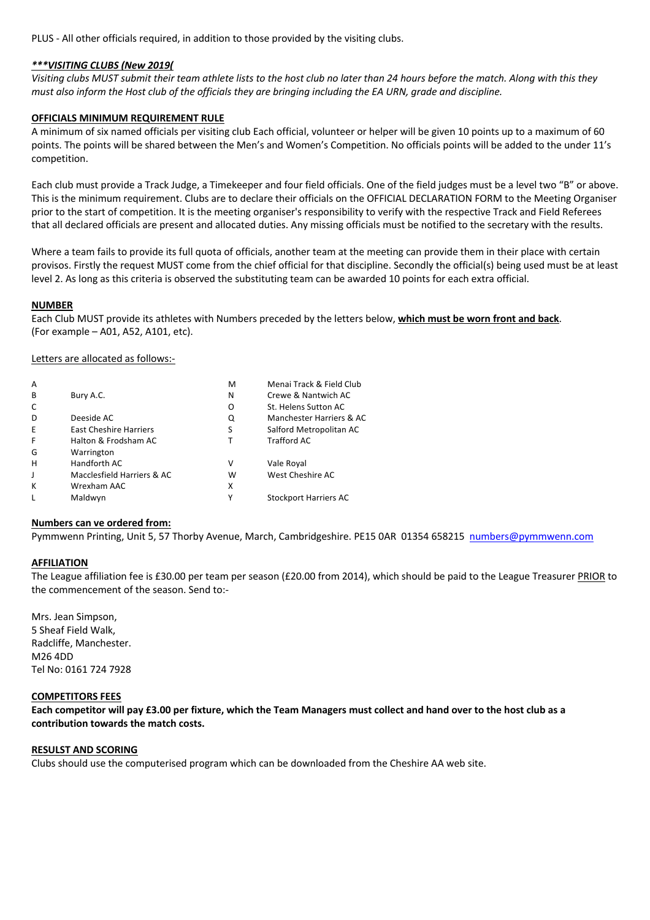PLUS - All other officials required, in addition to those provided by the visiting clubs.

***VISITING CLUBS (New 2019(***

*Visiting clubs MUST submit their team athlete lists to the host club no later than 24 hours before the match. Along with this they must also inform the Host club of the officials they are bringing including the EA URN, grade and discipline.*

**OFFICIALS MINIMUM REQUIREMENT RULE**

A minimum of six named officials per visiting club Each official, volunteer or helper will be given 10 points up to a maximum of 60 points. The points will be shared between the Men's and Women's Competition. No officials points will be added to the under 11's competition.

Each club must provide a Track Judge, a Timekeeper and four field officials. One of the field judges must be a level two "B" or above. This is the minimum requirement. Clubs are to declare their officials on the OFFICIAL DECLARATION FORM to the Meeting Organiser prior to the start of competition. It is the meeting organiser's responsibility to verify with the respective Track and Field Referees that all declared officials are present and allocated duties. Any missing officials must be notified to the secretary with the results.

Where a team fails to provide its full quota of officials, another team at the meeting can provide them in their place with certain provisos. Firstly the request MUST come from the chief official for that discipline. Secondly the official(s) being used must be at least level 2. As long as this criteria is observed the substituting team can be awarded 10 points for each extra official.

**NUMBER**

Each Club MUST provide its athletes with Numbers preceded by the letters below, **which must be worn front and back**. (For example – A01, A52, A101, etc).

Letters are allocated as follows:-

| | | | |
|---|---|---|---|
| A | | M | Menai Track & Field Club |
| B | Bury A.C. | N | Crewe & Nantwich AC |
| C | | O | St. Helens Sutton AC |
| D | Deeside AC | Q | Manchester Harriers & AC |
| E | East Cheshire Harriers | S | Salford Metropolitan AC |
| F | Halton & Frodsham AC | T | Trafford AC |
| G | Warrington | | |
| H | Handforth AC | V | Vale Royal |
| J | Macclesfield Harriers & AC | W | West Cheshire AC |
| K | Wrexham AAC | X | |
| L | Maldwyn | Y | Stockport Harriers AC |

**Numbers can ve ordered from:**

Pymmwenn Printing, Unit 5, 57 Thorby Avenue, March, Cambridgeshire. PE15 0AR 01354 658215 numbers@pymmwenn.com

**AFFILIATION**

The League affiliation fee is £30.00 per team per season (£20.00 from 2014), which should be paid to the League Treasurer PRIOR to the commencement of the season. Send to:-

Mrs. Jean Simpson,
5 Sheaf Field Walk,
Radcliffe, Manchester.
M26 4DD
Tel No: 0161 724 7928

**COMPETITORS FEES**

**Each competitor will pay £3.00 per fixture, which the Team Managers must collect and hand over to the host club as a contribution towards the match costs.**

**RESULST AND SCORING**

Clubs should use the computerised program which can be downloaded from the Cheshire AA web site.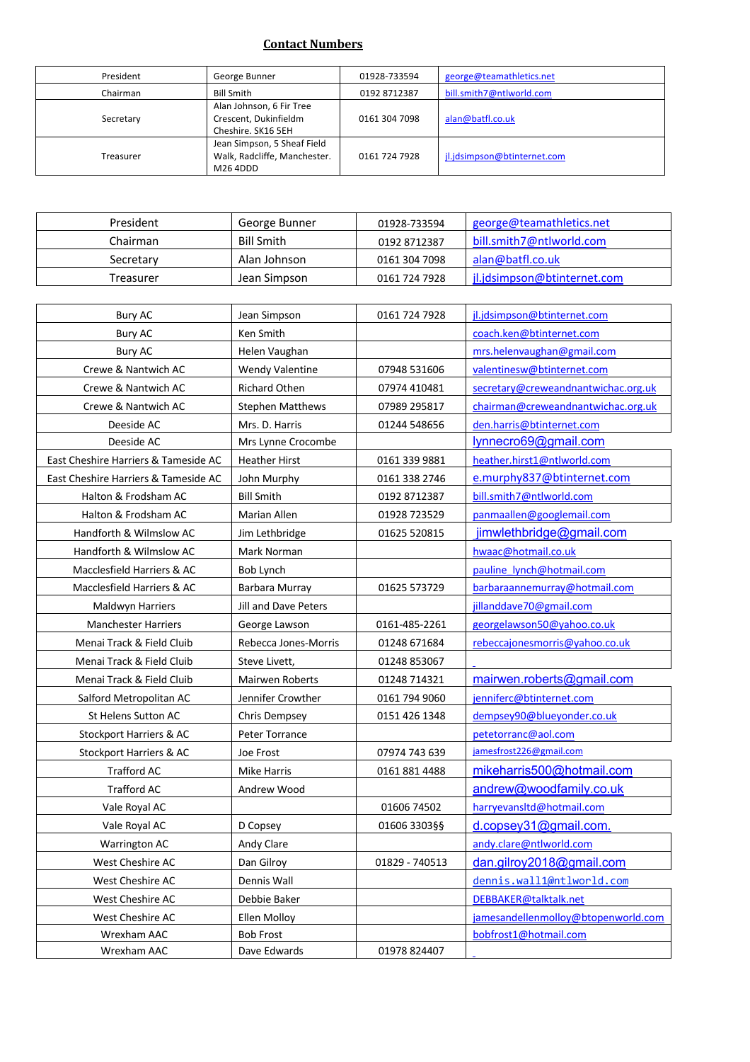# **Contact Numbers**

| | | | |
|---|---|---|---|
| President | George Bunner | 01928-733594 | george@teamathletics.net |
| Chairman | Bill Smith | 0192 8712387 | bill.smith7@ntlworld.com |
| Secretary | Alan Johnson, 6 Fir Tree Crescent, Dukinfieldm Cheshire. SK16 5EH | 0161 304 7098 | alan@batfl.co.uk |
| Treasurer | Jean Simpson, 5 Sheaf Field Walk, Radcliffe, Manchester. M26 4DDD | 0161 724 7928 | jl.jdsimpson@btinternet.com |

| | | | |
|---|---|---|---|
| President | George Bunner | 01928-733594 | george@teamathletics.net |
| Chairman | Bill Smith | 0192 8712387 | bill.smith7@ntlworld.com |
| Secretary | Alan Johnson | 0161 304 7098 | alan@batfl.co.uk |
| Treasurer | Jean Simpson | 0161 724 7928 | jl.jdsimpson@btinternet.com |

| | | | |
|---|---|---|---|
| Bury AC | Jean Simpson | 0161 724 7928 | jl.jdsimpson@btinternet.com |
| Bury AC | Ken Smith | | coach.ken@btinternet.com |
| Bury AC | Helen Vaughan | | mrs.helenvaughan@gmail.com |
| Crewe & Nantwich AC | Wendy Valentine | 07948 531606 | valentinesw@btinternet.com |
| Crewe & Nantwich AC | Richard Othen | 07974 410481 | secretary@creweandnantwichac.org.uk |
| Crewe & Nantwich AC | Stephen Matthews | 07989 295817 | chairman@creweandnantwichac.org.uk |
| Deeside AC | Mrs. D. Harris | 01244 548656 | den.harris@btinternet.com |
| Deeside AC | Mrs Lynne Crocombe | | lynnecro69@gmail.com |
| East Cheshire Harriers & Tameside AC | Heather Hirst | 0161 339 9881 | heather.hirst1@ntlworld.com |
| East Cheshire Harriers & Tameside AC | John Murphy | 0161 338 2746 | e.murphy837@btinternet.com |
| Halton & Frodsham AC | Bill Smith | 0192 8712387 | bill.smith7@ntlworld.com |
| Halton & Frodsham AC | Marian Allen | 01928 723529 | panmaallen@googlemail.com |
| Handforth & Wilmslow AC | Jim Lethbridge | 01625 520815 | jimwlethbridge@gmail.com |
| Handforth & Wilmslow AC | Mark Norman | | hwaac@hotmail.co.uk |
| Macclesfield Harriers & AC | Bob Lynch | | pauline_lynch@hotmail.com |
| Macclesfield Harriers & AC | Barbara Murray | 01625 573729 | barbaraannemurray@hotmail.com |
| Maldwyn Harriers | Jill and Dave Peters | | jillanddave70@gmail.com |
| Manchester Harriers | George Lawson | 0161-485-2261 | georgelawson50@yahoo.co.uk |
| Menai Track & Field Cluib | Rebecca Jones-Morris | 01248 671684 | rebeccajonesmorris@yahoo.co.uk |
| Menai Track & Field Cluib | Steve Livett, | 01248 853067 | |
| Menai Track & Field Cluib | Mairwen Roberts | 01248 714321 | mairwen.roberts@gmail.com |
| Salford Metropolitan AC | Jennifer Crowther | 0161 794 9060 | jenniferc@btinternet.com |
| St Helens Sutton AC | Chris Dempsey | 0151 426 1348 | dempsey90@blueyonder.co.uk |
| Stockport Harriers & AC | Peter Torrance | | petetorranc@aol.com |
| Stockport Harriers & AC | Joe Frost | 07974 743 639 | jamesfrost226@gmail.com |
| Trafford AC | Mike Harris | 0161 881 4488 | mikeharris500@hotmail.com |
| Trafford AC | Andrew Wood | | andrew@woodfamily.co.uk |
| Vale Royal AC | | 01606 74502 | harryevansltd@hotmail.com |
| Vale Royal AC | D Copsey | 01606 3303§§ | d.copsey31@gmail.com. |
| Warrington AC | Andy Clare | | andy.clare@ntlworld.com |
| West Cheshire AC | Dan Gilroy | 01829 - 740513 | dan.gilroy2018@gmail.com |
| West Cheshire AC | Dennis Wall | | dennis.wall1@ntlworld.com |
| West Cheshire AC | Debbie Baker | | DEBBAKER@talktalk.net |
| West Cheshire AC | Ellen Molloy | | jamesandellenmolloy@btopenworld.com |
| Wrexham AAC | Bob Frost | | bobfrost1@hotmail.com |
| Wrexham AAC | Dave Edwards | 01978 824407 | |